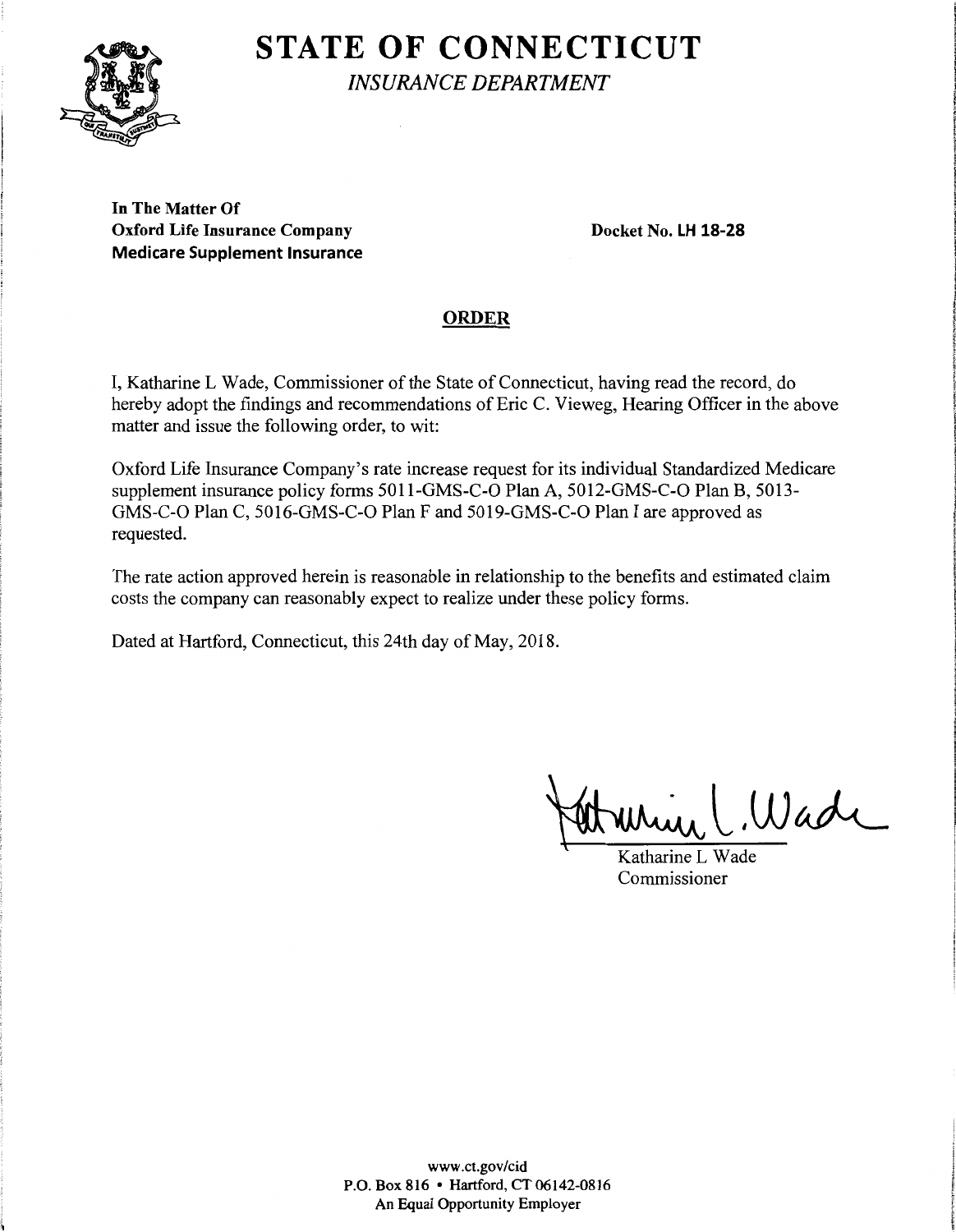# STATE OF CONNECTICUT

*INSURANCE DEPARTMENT*

**In The Matter Of**
**Oxford Life Insurance Company**
**Medicare Supplement Insurance**

**Docket No. LH 18-28**

## ORDER

I, Katharine L Wade, Commissioner of the State of Connecticut, having read the record, do hereby adopt the findings and recommendations of Eric C. Vieweg, Hearing Officer in the above matter and issue the following order, to wit:

Oxford Life Insurance Company's rate increase request for its individual Standardized Medicare supplement insurance policy forms 5011-GMS-C-O Plan A, 5012-GMS-C-O Plan B, 5013-GMS-C-O Plan C, 5016-GMS-C-O Plan F and 5019-GMS-C-O Plan I are approved as requested.

The rate action approved herein is reasonable in relationship to the benefits and estimated claim costs the company can reasonably expect to realize under these policy forms.

Dated at Hartford, Connecticut, this 24th day of May, 2018.

Katharine L Wade
Commissioner

www.ct.gov/cid
P.O. Box 816 • Hartford, CT 06142-0816
An Equal Opportunity Employer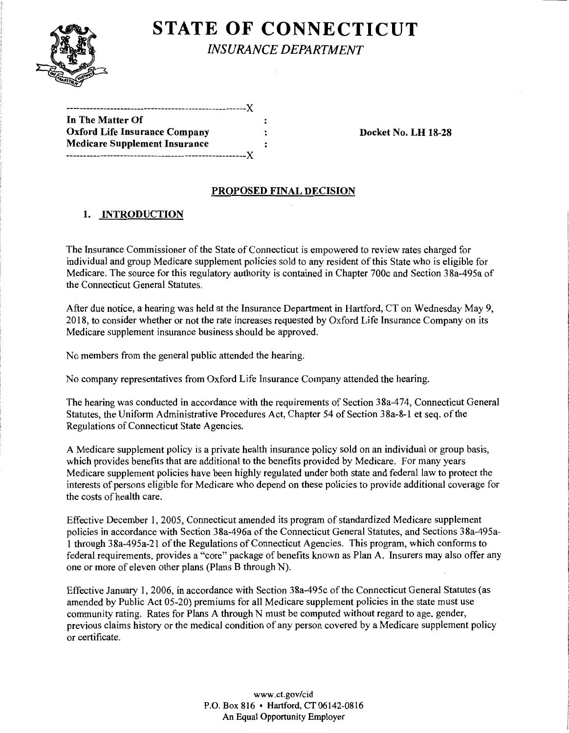# STATE OF CONNECTICUT

*INSURANCE DEPARTMENT*

```
----------------------------------------------------X
In The Matter Of                                    :
Oxford Life Insurance Company                       :        Docket No. LH 18-28
Medicare Supplement Insurance                       :
----------------------------------------------------X
```

## PROPOSED FINAL DECISION

### 1. INTRODUCTION

The Insurance Commissioner of the State of Connecticut is empowered to review rates charged for individual and group Medicare supplement policies sold to any resident of this State who is eligible for Medicare. The source for this regulatory authority is contained in Chapter 700c and Section 38a-495a of the Connecticut General Statutes.

After due notice, a hearing was held at the Insurance Department in Hartford, CT on Wednesday May 9, 2018, to consider whether or not the rate increases requested by Oxford Life Insurance Company on its Medicare supplement insurance business should be approved.

No members from the general public attended the hearing.

No company representatives from Oxford Life Insurance Company attended the hearing.

The hearing was conducted in accordance with the requirements of Section 38a-474, Connecticut General Statutes, the Uniform Administrative Procedures Act, Chapter 54 of Section 38a-8-1 et seq. of the Regulations of Connecticut State Agencies.

A Medicare supplement policy is a private health insurance policy sold on an individual or group basis, which provides benefits that are additional to the benefits provided by Medicare. For many years Medicare supplement policies have been highly regulated under both state and federal law to protect the interests of persons eligible for Medicare who depend on these policies to provide additional coverage for the costs of health care.

Effective December 1, 2005, Connecticut amended its program of standardized Medicare supplement policies in accordance with Section 38a-496a of the Connecticut General Statutes, and Sections 38a-495a-1 through 38a-495a-21 of the Regulations of Connecticut Agencies. This program, which conforms to federal requirements, provides a "core" package of benefits known as Plan A. Insurers may also offer any one or more of eleven other plans (Plans B through N).

Effective January 1, 2006, in accordance with Section 38a-495c of the Connecticut General Statutes (as amended by Public Act 05-20) premiums for all Medicare supplement policies in the state must use community rating. Rates for Plans A through N must be computed without regard to age, gender, previous claims history or the medical condition of any person covered by a Medicare supplement policy or certificate.

www.ct.gov/cid
P.O. Box 816 • Hartford, CT 06142-0816
An Equal Opportunity Employer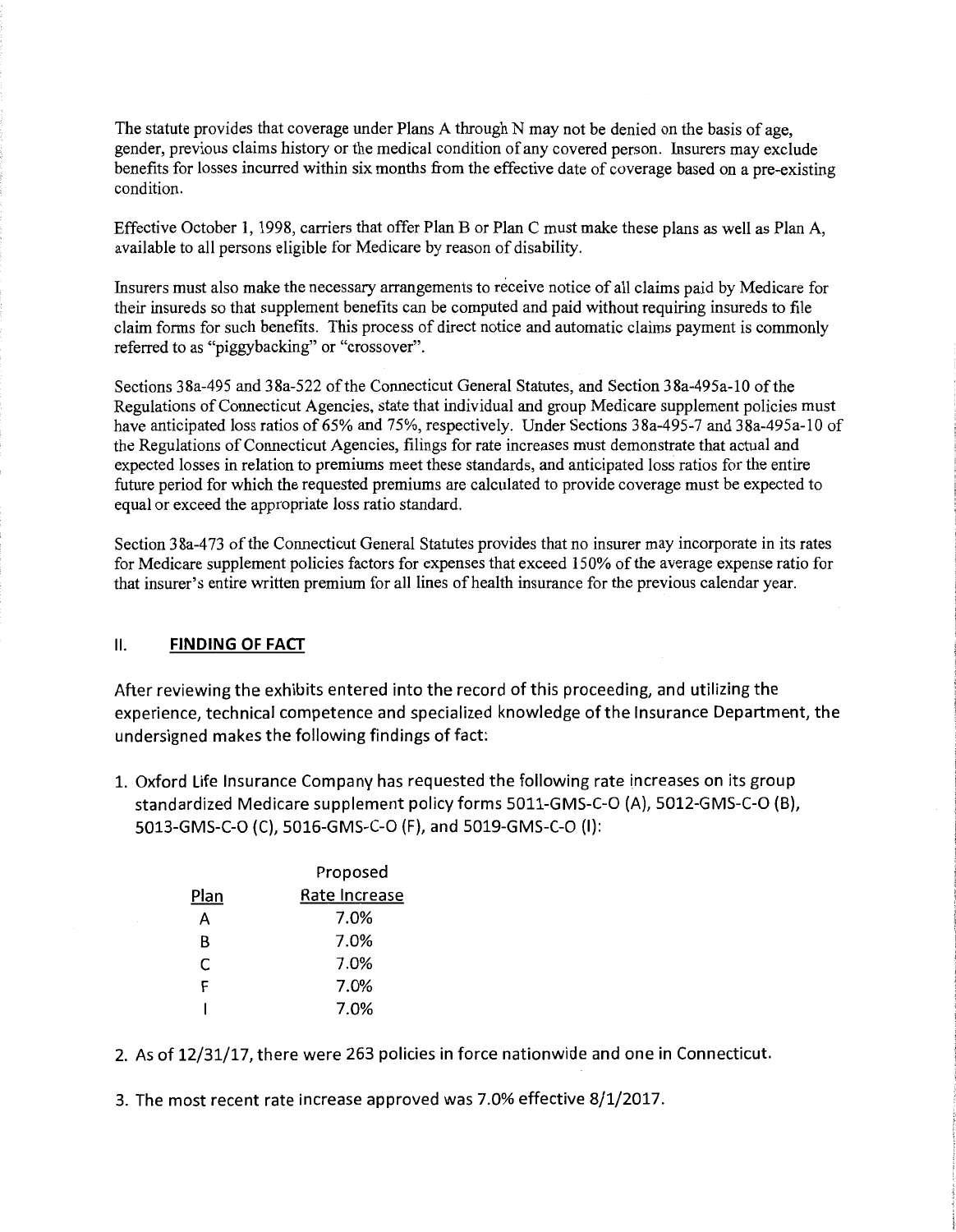The statute provides that coverage under Plans A through N may not be denied on the basis of age, gender, previous claims history or the medical condition of any covered person. Insurers may exclude benefits for losses incurred within six months from the effective date of coverage based on a pre-existing condition.

Effective October 1, 1998, carriers that offer Plan B or Plan C must make these plans as well as Plan A, available to all persons eligible for Medicare by reason of disability.

Insurers must also make the necessary arrangements to receive notice of all claims paid by Medicare for their insureds so that supplement benefits can be computed and paid without requiring insureds to file claim forms for such benefits. This process of direct notice and automatic claims payment is commonly referred to as "piggybacking" or "crossover".

Sections 38a-495 and 38a-522 of the Connecticut General Statutes, and Section 38a-495a-10 of the Regulations of Connecticut Agencies, state that individual and group Medicare supplement policies must have anticipated loss ratios of 65% and 75%, respectively. Under Sections 38a-495-7 and 38a-495a-10 of the Regulations of Connecticut Agencies, filings for rate increases must demonstrate that actual and expected losses in relation to premiums meet these standards, and anticipated loss ratios for the entire future period for which the requested premiums are calculated to provide coverage must be expected to equal or exceed the appropriate loss ratio standard.

Section 38a-473 of the Connecticut General Statutes provides that no insurer may incorporate in its rates for Medicare supplement policies factors for expenses that exceed 150% of the average expense ratio for that insurer's entire written premium for all lines of health insurance for the previous calendar year.

## II. FINDING OF FACT

After reviewing the exhibits entered into the record of this proceeding, and utilizing the experience, technical competence and specialized knowledge of the Insurance Department, the undersigned makes the following findings of fact:

1. Oxford Life Insurance Company has requested the following rate increases on its group standardized Medicare supplement policy forms 5011-GMS-C-O (A), 5012-GMS-C-O (B), 5013-GMS-C-O (C), 5016-GMS-C-O (F), and 5019-GMS-C-O (I):

| Plan | Proposed Rate Increase |
|---|---|
| A | 7.0% |
| B | 7.0% |
| C | 7.0% |
| F | 7.0% |
| I | 7.0% |

2. As of 12/31/17, there were 263 policies in force nationwide and one in Connecticut.

3. The most recent rate increase approved was 7.0% effective 8/1/2017.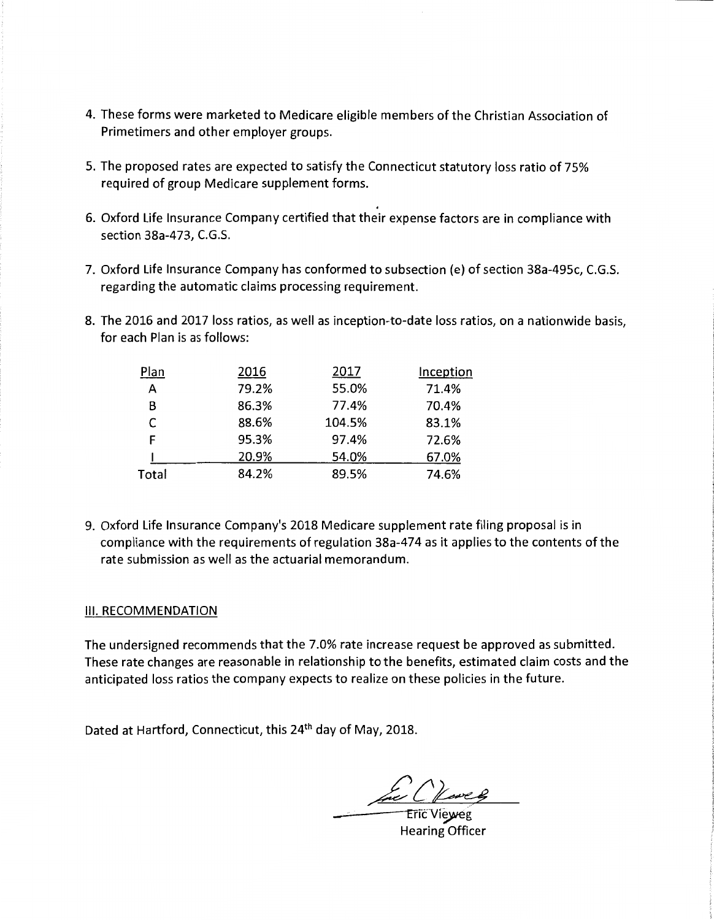4. These forms were marketed to Medicare eligible members of the Christian Association of Primetimers and other employer groups.

5. The proposed rates are expected to satisfy the Connecticut statutory loss ratio of 75% required of group Medicare supplement forms.

6. Oxford Life Insurance Company certified that their expense factors are in compliance with section 38a-473, C.G.S.

7. Oxford Life Insurance Company has conformed to subsection (e) of section 38a-495c, C.G.S. regarding the automatic claims processing requirement.

8. The 2016 and 2017 loss ratios, as well as inception-to-date loss ratios, on a nationwide basis, for each Plan is as follows:

| Plan | 2016 | 2017 | Inception |
|---|---|---|---|
| A | 79.2% | 55.0% | 71.4% |
| B | 86.3% | 77.4% | 70.4% |
| C | 88.6% | 104.5% | 83.1% |
| F | 95.3% | 97.4% | 72.6% |
| I | 20.9% | 54.0% | 67.0% |
| Total | 84.2% | 89.5% | 74.6% |

9. Oxford Life Insurance Company's 2018 Medicare supplement rate filing proposal is in compliance with the requirements of regulation 38a-474 as it applies to the contents of the rate submission as well as the actuarial memorandum.

## III. RECOMMENDATION

The undersigned recommends that the 7.0% rate increase request be approved as submitted. These rate changes are reasonable in relationship to the benefits, estimated claim costs and the anticipated loss ratios the company expects to realize on these policies in the future.

Dated at Hartford, Connecticut, this 24th day of May, 2018.

Eric Vieweg
Hearing Officer